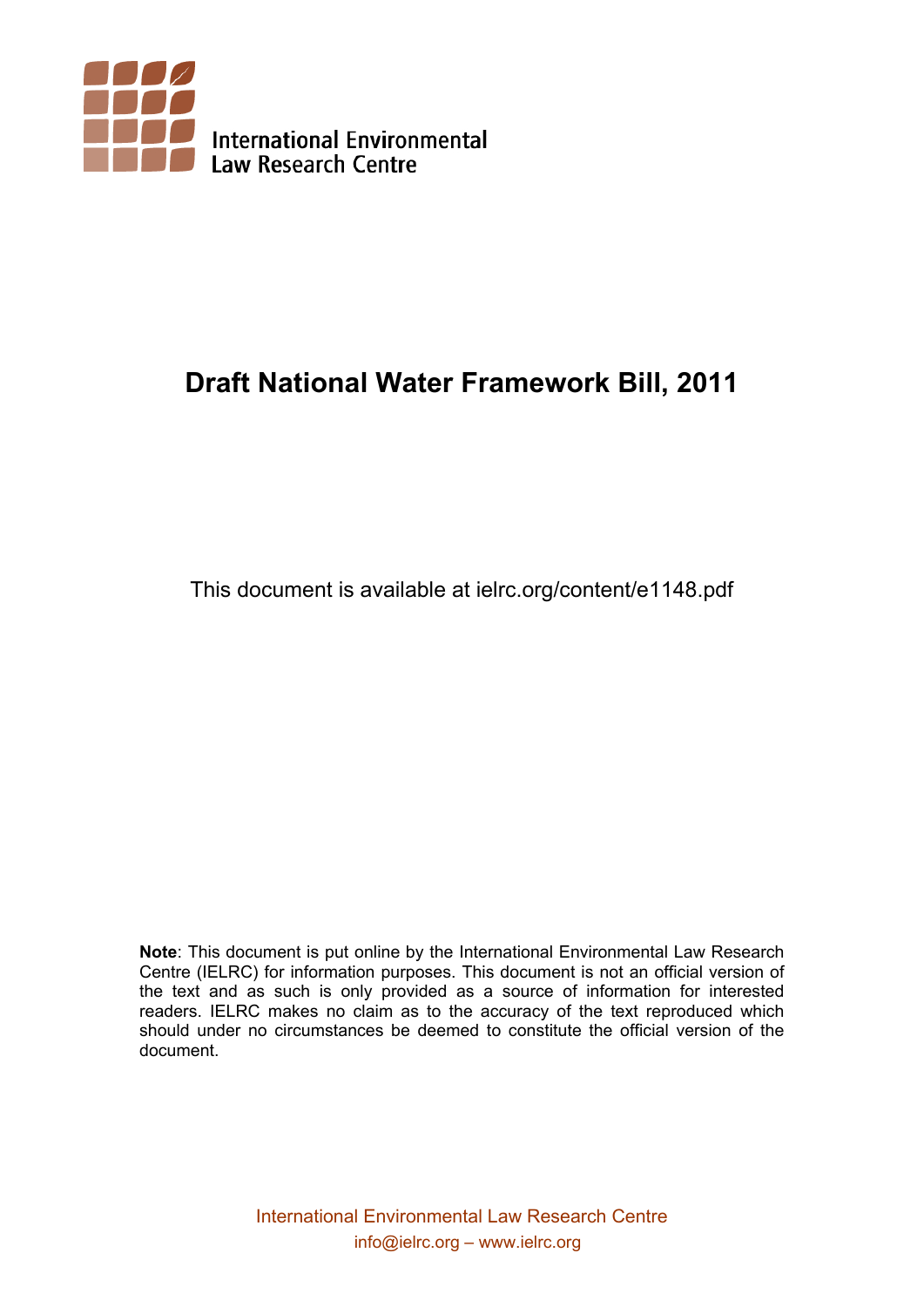International Environmental Law Research Centre

# Draft National Water Framework Bill, 2011

This document is available at ielrc.org/content/e1148.pdf

**Note**: This document is put online by the International Environmental Law Research Centre (IELRC) for information purposes. This document is not an official version of the text and as such is only provided as a source of information for interested readers. IELRC makes no claim as to the accuracy of the text reproduced which should under no circumstances be deemed to constitute the official version of the document.

International Environmental Law Research Centre
info@ielrc.org – www.ielrc.org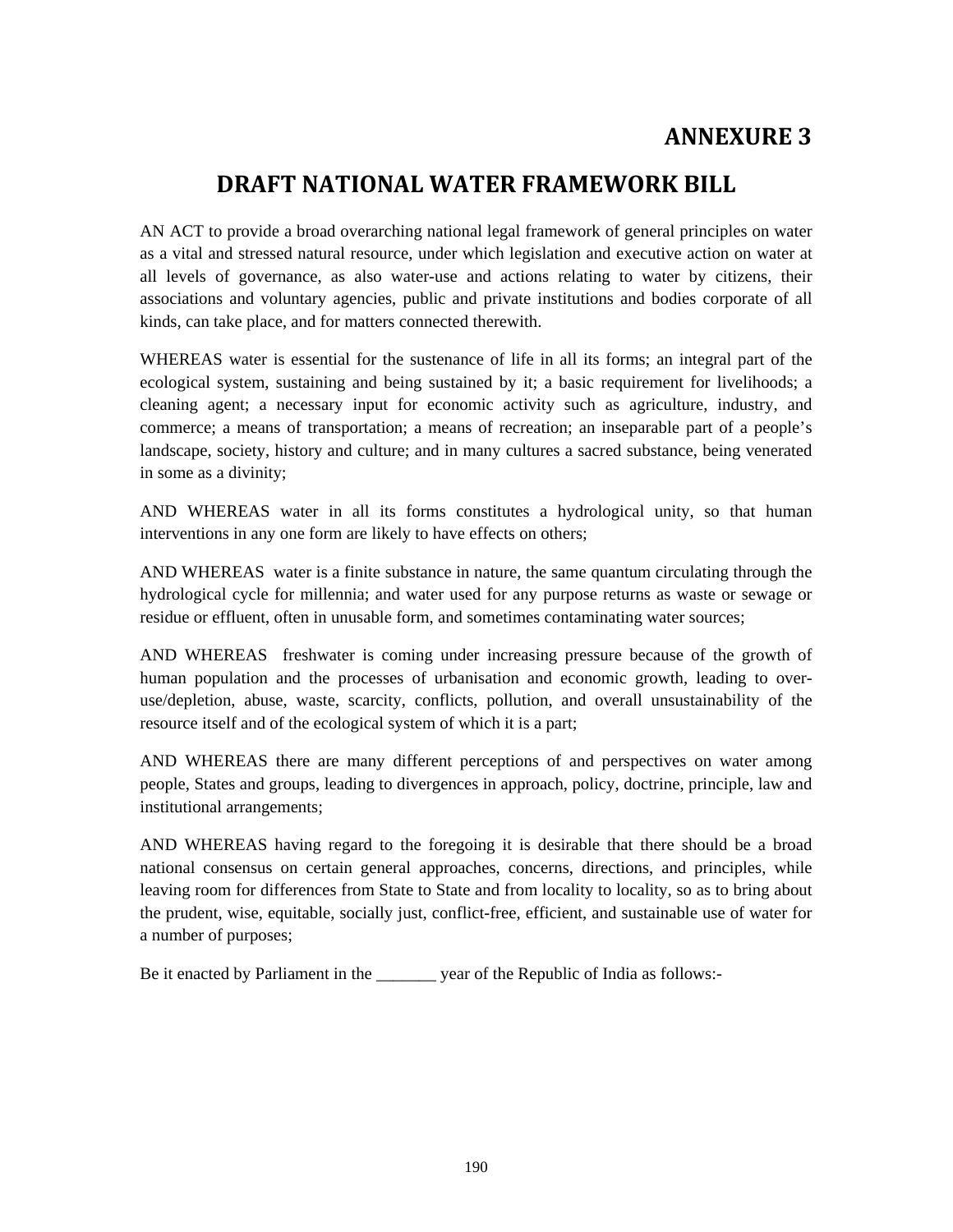# ANNEXURE 3

# DRAFT NATIONAL WATER FRAMEWORK BILL

AN ACT to provide a broad overarching national legal framework of general principles on water as a vital and stressed natural resource, under which legislation and executive action on water at all levels of governance, as also water-use and actions relating to water by citizens, their associations and voluntary agencies, public and private institutions and bodies corporate of all kinds, can take place, and for matters connected therewith.

WHEREAS water is essential for the sustenance of life in all its forms; an integral part of the ecological system, sustaining and being sustained by it; a basic requirement for livelihoods; a cleaning agent; a necessary input for economic activity such as agriculture, industry, and commerce; a means of transportation; a means of recreation; an inseparable part of a people's landscape, society, history and culture; and in many cultures a sacred substance, being venerated in some as a divinity;

AND WHEREAS water in all its forms constitutes a hydrological unity, so that human interventions in any one form are likely to have effects on others;

AND WHEREAS water is a finite substance in nature, the same quantum circulating through the hydrological cycle for millennia; and water used for any purpose returns as waste or sewage or residue or effluent, often in unusable form, and sometimes contaminating water sources;

AND WHEREAS freshwater is coming under increasing pressure because of the growth of human population and the processes of urbanisation and economic growth, leading to over-use/depletion, abuse, waste, scarcity, conflicts, pollution, and overall unsustainability of the resource itself and of the ecological system of which it is a part;

AND WHEREAS there are many different perceptions of and perspectives on water among people, States and groups, leading to divergences in approach, policy, doctrine, principle, law and institutional arrangements;

AND WHEREAS having regard to the foregoing it is desirable that there should be a broad national consensus on certain general approaches, concerns, directions, and principles, while leaving room for differences from State to State and from locality to locality, so as to bring about the prudent, wise, equitable, socially just, conflict-free, efficient, and sustainable use of water for a number of purposes;

Be it enacted by Parliament in the _______ year of the Republic of India as follows:-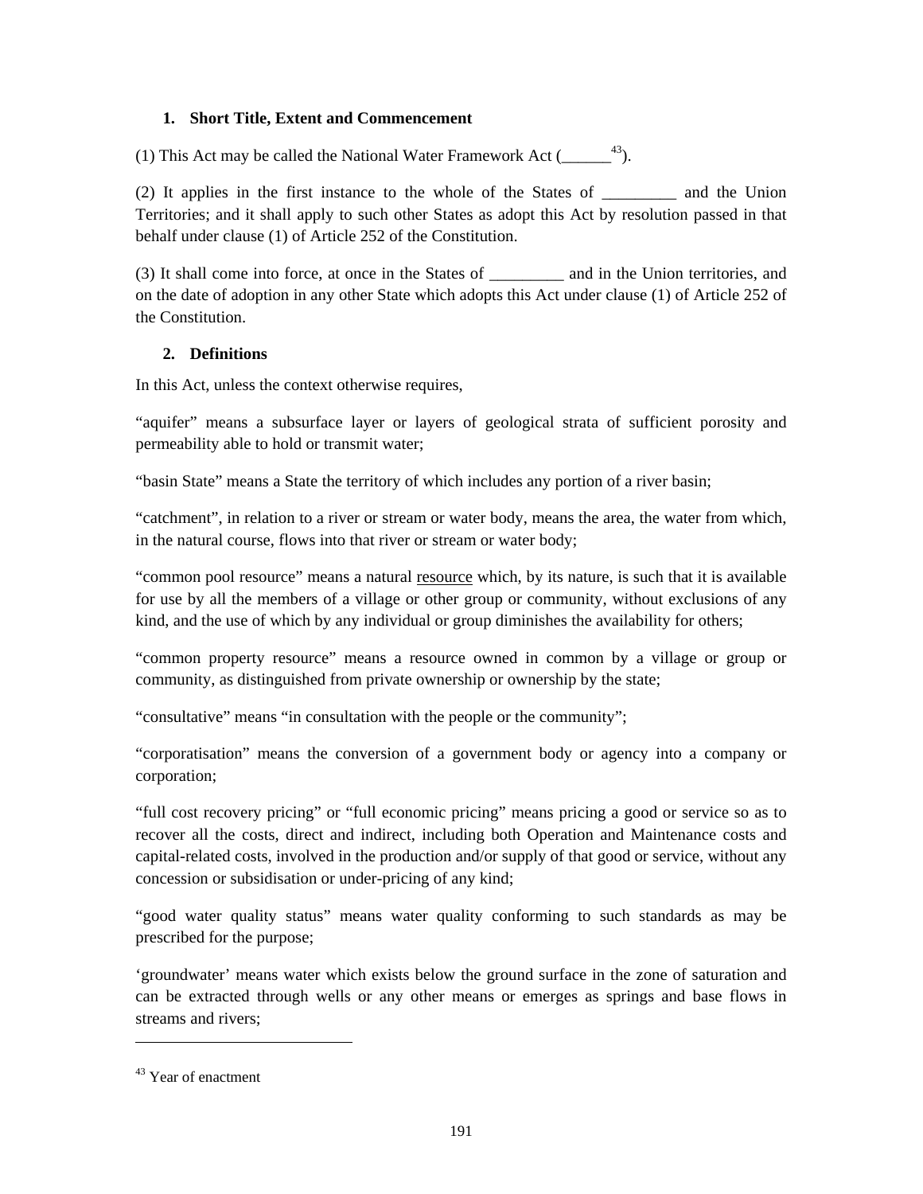### 1. Short Title, Extent and Commencement

(1) This Act may be called the National Water Framework Act (______[43]).

(2) It applies in the first instance to the whole of the States of _________ and the Union Territories; and it shall apply to such other States as adopt this Act by resolution passed in that behalf under clause (1) of Article 252 of the Constitution.

(3) It shall come into force, at once in the States of _________ and in the Union territories, and on the date of adoption in any other State which adopts this Act under clause (1) of Article 252 of the Constitution.

### 2. Definitions

In this Act, unless the context otherwise requires,

“aquifer” means a subsurface layer or layers of geological strata of sufficient porosity and permeability able to hold or transmit water;

“basin State” means a State the territory of which includes any portion of a river basin;

“catchment”, in relation to a river or stream or water body, means the area, the water from which, in the natural course, flows into that river or stream or water body;

“common pool resource” means a natural resource which, by its nature, is such that it is available for use by all the members of a village or other group or community, without exclusions of any kind, and the use of which by any individual or group diminishes the availability for others;

“common property resource” means a resource owned in common by a village or group or community, as distinguished from private ownership or ownership by the state;

“consultative” means “in consultation with the people or the community”;

“corporatisation” means the conversion of a government body or agency into a company or corporation;

“full cost recovery pricing” or “full economic pricing” means pricing a good or service so as to recover all the costs, direct and indirect, including both Operation and Maintenance costs and capital-related costs, involved in the production and/or supply of that good or service, without any concession or subsidisation or under-pricing of any kind;

“good water quality status” means water quality conforming to such standards as may be prescribed for the purpose;

‘groundwater’ means water which exists below the ground surface in the zone of saturation and can be extracted through wells or any other means or emerges as springs and base flows in streams and rivers;

---

[43] Year of enactment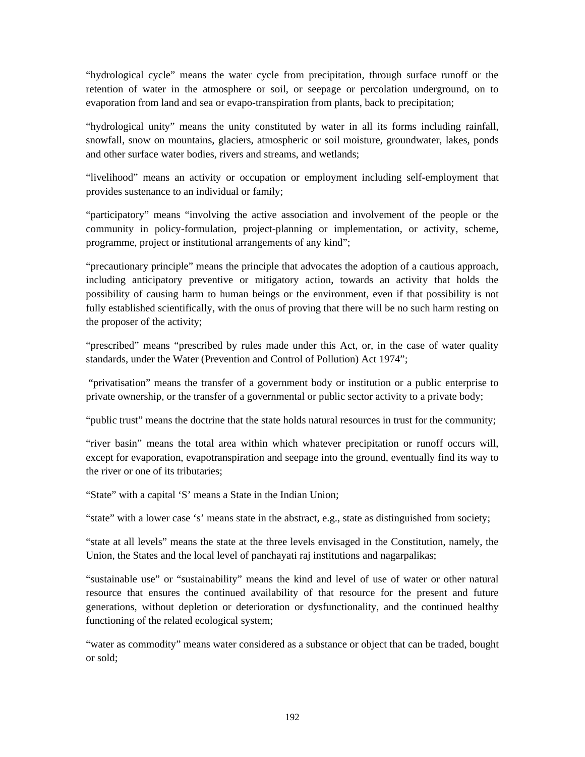"hydrological cycle" means the water cycle from precipitation, through surface runoff or the retention of water in the atmosphere or soil, or seepage or percolation underground, on to evaporation from land and sea or evapo-transpiration from plants, back to precipitation;

"hydrological unity" means the unity constituted by water in all its forms including rainfall, snowfall, snow on mountains, glaciers, atmospheric or soil moisture, groundwater, lakes, ponds and other surface water bodies, rivers and streams, and wetlands;

"livelihood" means an activity or occupation or employment including self-employment that provides sustenance to an individual or family;

"participatory" means "involving the active association and involvement of the people or the community in policy-formulation, project-planning or implementation, or activity, scheme, programme, project or institutional arrangements of any kind";

"precautionary principle" means the principle that advocates the adoption of a cautious approach, including anticipatory preventive or mitigatory action, towards an activity that holds the possibility of causing harm to human beings or the environment, even if that possibility is not fully established scientifically, with the onus of proving that there will be no such harm resting on the proposer of the activity;

"prescribed" means "prescribed by rules made under this Act, or, in the case of water quality standards, under the Water (Prevention and Control of Pollution) Act 1974";

"privatisation" means the transfer of a government body or institution or a public enterprise to private ownership, or the transfer of a governmental or public sector activity to a private body;

"public trust" means the doctrine that the state holds natural resources in trust for the community;

"river basin" means the total area within which whatever precipitation or runoff occurs will, except for evaporation, evapotranspiration and seepage into the ground, eventually find its way to the river or one of its tributaries;

"State" with a capital 'S' means a State in the Indian Union;

"state" with a lower case 's' means state in the abstract, e.g., state as distinguished from society;

"state at all levels" means the state at the three levels envisaged in the Constitution, namely, the Union, the States and the local level of panchayati raj institutions and nagarpalikas;

"sustainable use" or "sustainability" means the kind and level of use of water or other natural resource that ensures the continued availability of that resource for the present and future generations, without depletion or deterioration or dysfunctionality, and the continued healthy functioning of the related ecological system;

"water as commodity" means water considered as a substance or object that can be traded, bought or sold;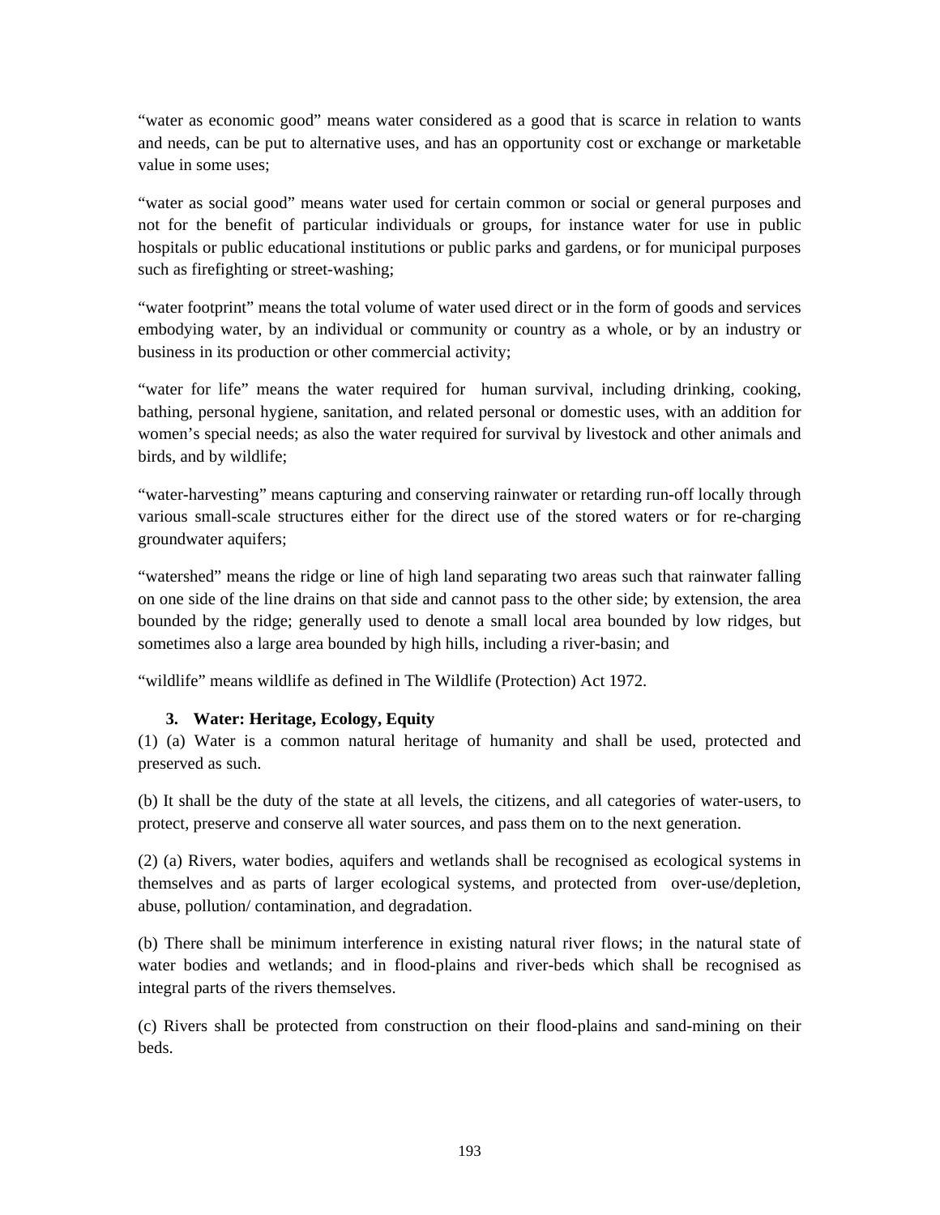"water as economic good" means water considered as a good that is scarce in relation to wants and needs, can be put to alternative uses, and has an opportunity cost or exchange or marketable value in some uses;

"water as social good" means water used for certain common or social or general purposes and not for the benefit of particular individuals or groups, for instance water for use in public hospitals or public educational institutions or public parks and gardens, or for municipal purposes such as firefighting or street-washing;

"water footprint" means the total volume of water used direct or in the form of goods and services embodying water, by an individual or community or country as a whole, or by an industry or business in its production or other commercial activity;

"water for life" means the water required for human survival, including drinking, cooking, bathing, personal hygiene, sanitation, and related personal or domestic uses, with an addition for women's special needs; as also the water required for survival by livestock and other animals and birds, and by wildlife;

"water-harvesting" means capturing and conserving rainwater or retarding run-off locally through various small-scale structures either for the direct use of the stored waters or for re-charging groundwater aquifers;

"watershed" means the ridge or line of high land separating two areas such that rainwater falling on one side of the line drains on that side and cannot pass to the other side; by extension, the area bounded by the ridge; generally used to denote a small local area bounded by low ridges, but sometimes also a large area bounded by high hills, including a river-basin; and

"wildlife" means wildlife as defined in The Wildlife (Protection) Act 1972.

### 3. Water: Heritage, Ecology, Equity

(1) (a) Water is a common natural heritage of humanity and shall be used, protected and preserved as such.

(b) It shall be the duty of the state at all levels, the citizens, and all categories of water-users, to protect, preserve and conserve all water sources, and pass them on to the next generation.

(2) (a) Rivers, water bodies, aquifers and wetlands shall be recognised as ecological systems in themselves and as parts of larger ecological systems, and protected from over-use/depletion, abuse, pollution/ contamination, and degradation.

(b) There shall be minimum interference in existing natural river flows; in the natural state of water bodies and wetlands; and in flood-plains and river-beds which shall be recognised as integral parts of the rivers themselves.

(c) Rivers shall be protected from construction on their flood-plains and sand-mining on their beds.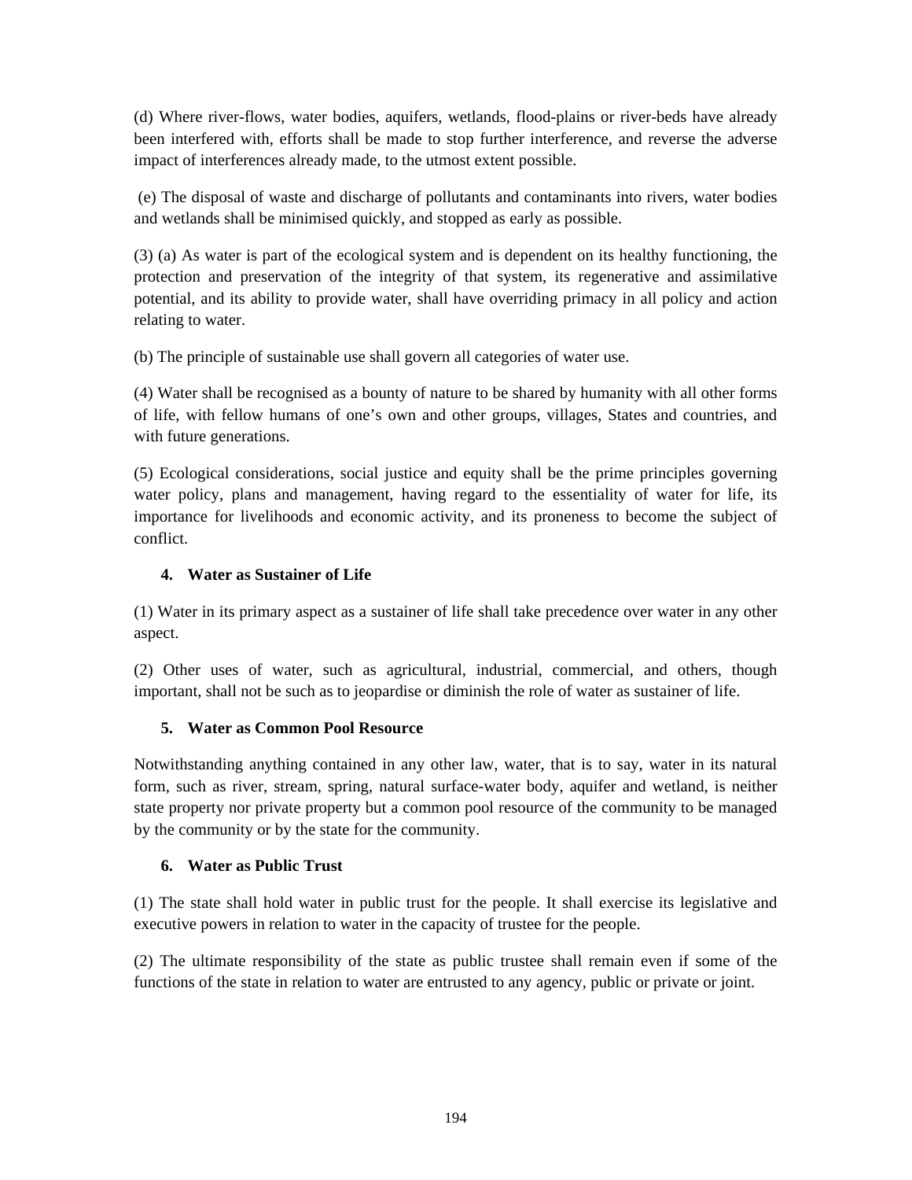(d) Where river-flows, water bodies, aquifers, wetlands, flood-plains or river-beds have already been interfered with, efforts shall be made to stop further interference, and reverse the adverse impact of interferences already made, to the utmost extent possible.

(e) The disposal of waste and discharge of pollutants and contaminants into rivers, water bodies and wetlands shall be minimised quickly, and stopped as early as possible.

(3) (a) As water is part of the ecological system and is dependent on its healthy functioning, the protection and preservation of the integrity of that system, its regenerative and assimilative potential, and its ability to provide water, shall have overriding primacy in all policy and action relating to water.

(b) The principle of sustainable use shall govern all categories of water use.

(4) Water shall be recognised as a bounty of nature to be shared by humanity with all other forms of life, with fellow humans of one's own and other groups, villages, States and countries, and with future generations.

(5) Ecological considerations, social justice and equity shall be the prime principles governing water policy, plans and management, having regard to the essentiality of water for life, its importance for livelihoods and economic activity, and its proneness to become the subject of conflict.

### 4. Water as Sustainer of Life

(1) Water in its primary aspect as a sustainer of life shall take precedence over water in any other aspect.

(2) Other uses of water, such as agricultural, industrial, commercial, and others, though important, shall not be such as to jeopardise or diminish the role of water as sustainer of life.

### 5. Water as Common Pool Resource

Notwithstanding anything contained in any other law, water, that is to say, water in its natural form, such as river, stream, spring, natural surface-water body, aquifer and wetland, is neither state property nor private property but a common pool resource of the community to be managed by the community or by the state for the community.

### 6. Water as Public Trust

(1) The state shall hold water in public trust for the people. It shall exercise its legislative and executive powers in relation to water in the capacity of trustee for the people.

(2) The ultimate responsibility of the state as public trustee shall remain even if some of the functions of the state in relation to water are entrusted to any agency, public or private or joint.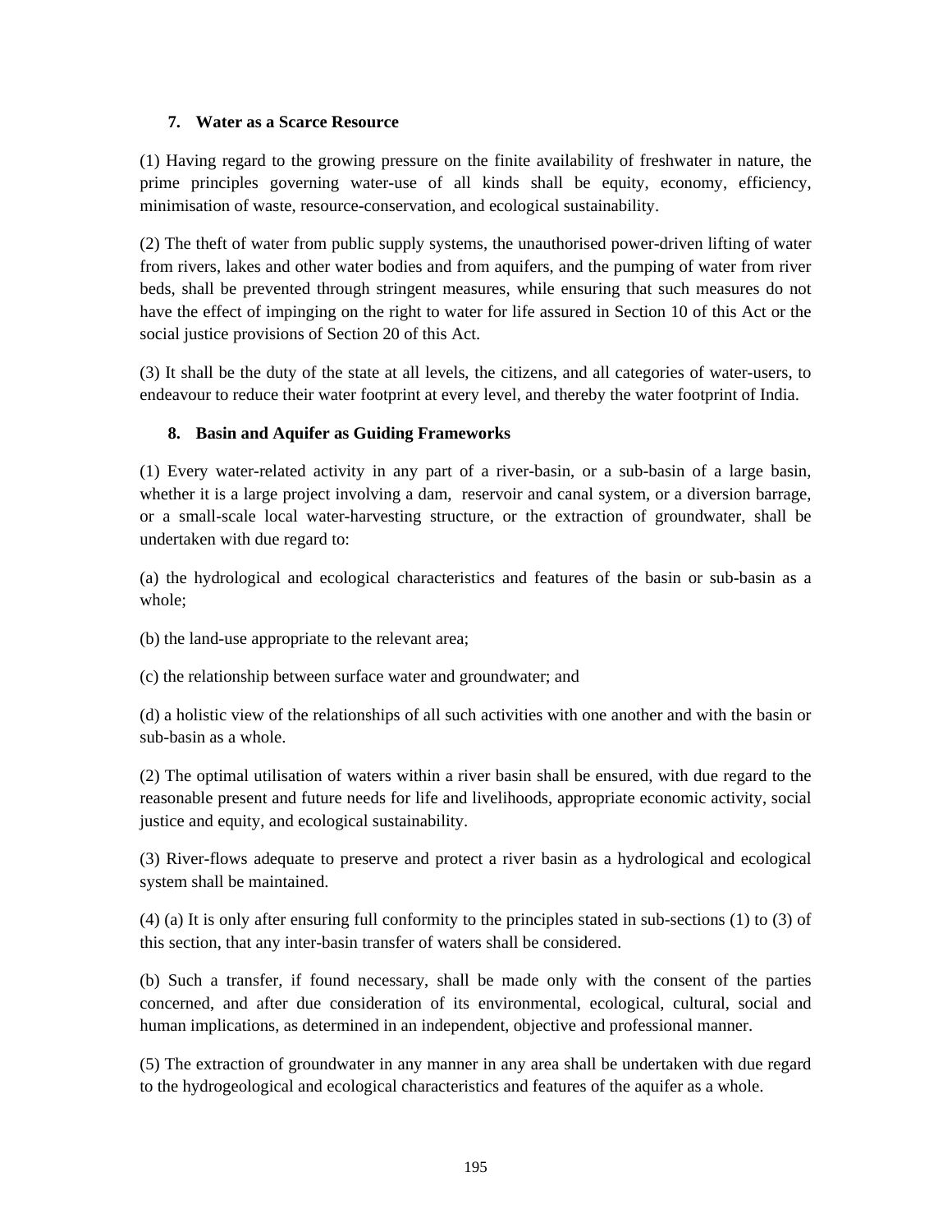### 7. Water as a Scarce Resource

(1) Having regard to the growing pressure on the finite availability of freshwater in nature, the prime principles governing water-use of all kinds shall be equity, economy, efficiency, minimisation of waste, resource-conservation, and ecological sustainability.

(2) The theft of water from public supply systems, the unauthorised power-driven lifting of water from rivers, lakes and other water bodies and from aquifers, and the pumping of water from river beds, shall be prevented through stringent measures, while ensuring that such measures do not have the effect of impinging on the right to water for life assured in Section 10 of this Act or the social justice provisions of Section 20 of this Act.

(3) It shall be the duty of the state at all levels, the citizens, and all categories of water-users, to endeavour to reduce their water footprint at every level, and thereby the water footprint of India.

### 8. Basin and Aquifer as Guiding Frameworks

(1) Every water-related activity in any part of a river-basin, or a sub-basin of a large basin, whether it is a large project involving a dam, reservoir and canal system, or a diversion barrage, or a small-scale local water-harvesting structure, or the extraction of groundwater, shall be undertaken with due regard to:

(a) the hydrological and ecological characteristics and features of the basin or sub-basin as a whole;

(b) the land-use appropriate to the relevant area;

(c) the relationship between surface water and groundwater; and

(d) a holistic view of the relationships of all such activities with one another and with the basin or sub-basin as a whole.

(2) The optimal utilisation of waters within a river basin shall be ensured, with due regard to the reasonable present and future needs for life and livelihoods, appropriate economic activity, social justice and equity, and ecological sustainability.

(3) River-flows adequate to preserve and protect a river basin as a hydrological and ecological system shall be maintained.

(4) (a) It is only after ensuring full conformity to the principles stated in sub-sections (1) to (3) of this section, that any inter-basin transfer of waters shall be considered.

(b) Such a transfer, if found necessary, shall be made only with the consent of the parties concerned, and after due consideration of its environmental, ecological, cultural, social and human implications, as determined in an independent, objective and professional manner.

(5) The extraction of groundwater in any manner in any area shall be undertaken with due regard to the hydrogeological and ecological characteristics and features of the aquifer as a whole.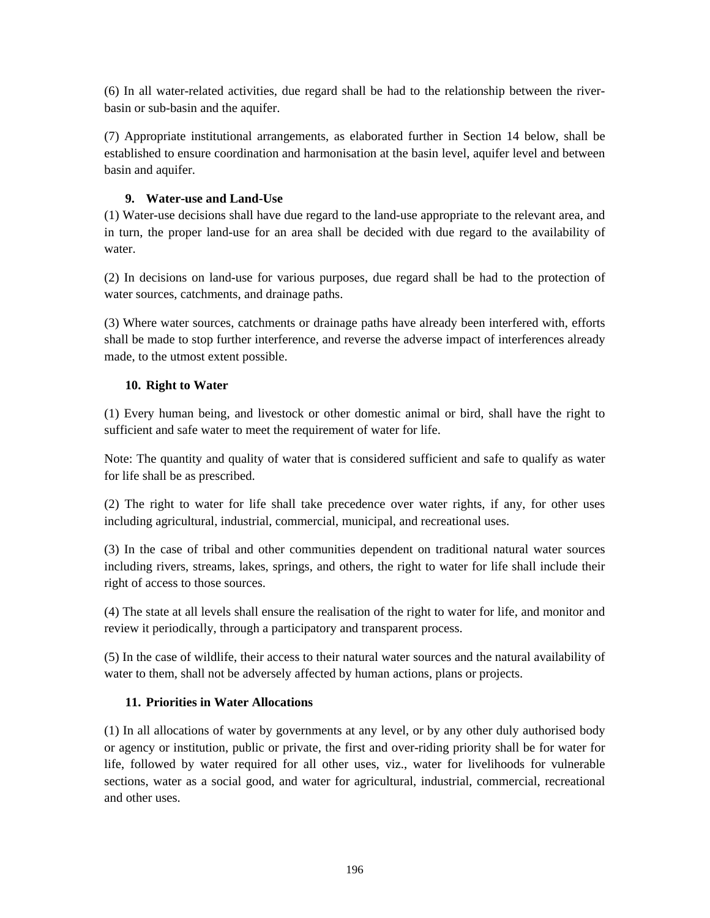(6) In all water-related activities, due regard shall be had to the relationship between the river-basin or sub-basin and the aquifer.

(7) Appropriate institutional arrangements, as elaborated further in Section 14 below, shall be established to ensure coordination and harmonisation at the basin level, aquifer level and between basin and aquifer.

### 9. Water-use and Land-Use

(1) Water-use decisions shall have due regard to the land-use appropriate to the relevant area, and in turn, the proper land-use for an area shall be decided with due regard to the availability of water.

(2) In decisions on land-use for various purposes, due regard shall be had to the protection of water sources, catchments, and drainage paths.

(3) Where water sources, catchments or drainage paths have already been interfered with, efforts shall be made to stop further interference, and reverse the adverse impact of interferences already made, to the utmost extent possible.

### 10. Right to Water

(1) Every human being, and livestock or other domestic animal or bird, shall have the right to sufficient and safe water to meet the requirement of water for life.

Note: The quantity and quality of water that is considered sufficient and safe to qualify as water for life shall be as prescribed.

(2) The right to water for life shall take precedence over water rights, if any, for other uses including agricultural, industrial, commercial, municipal, and recreational uses.

(3) In the case of tribal and other communities dependent on traditional natural water sources including rivers, streams, lakes, springs, and others, the right to water for life shall include their right of access to those sources.

(4) The state at all levels shall ensure the realisation of the right to water for life, and monitor and review it periodically, through a participatory and transparent process.

(5) In the case of wildlife, their access to their natural water sources and the natural availability of water to them, shall not be adversely affected by human actions, plans or projects.

### 11. Priorities in Water Allocations

(1) In all allocations of water by governments at any level, or by any other duly authorised body or agency or institution, public or private, the first and over-riding priority shall be for water for life, followed by water required for all other uses, viz., water for livelihoods for vulnerable sections, water as a social good, and water for agricultural, industrial, commercial, recreational and other uses.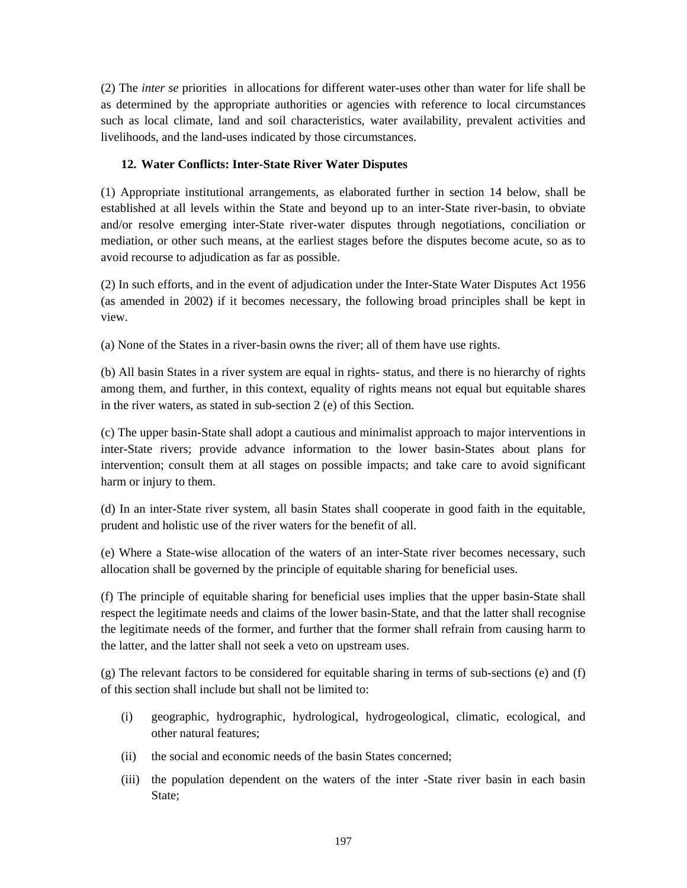(2) The *inter se* priorities in allocations for different water-uses other than water for life shall be as determined by the appropriate authorities or agencies with reference to local circumstances such as local climate, land and soil characteristics, water availability, prevalent activities and livelihoods, and the land-uses indicated by those circumstances.

### 12. Water Conflicts: Inter-State River Water Disputes

(1) Appropriate institutional arrangements, as elaborated further in section 14 below, shall be established at all levels within the State and beyond up to an inter-State river-basin, to obviate and/or resolve emerging inter-State river-water disputes through negotiations, conciliation or mediation, or other such means, at the earliest stages before the disputes become acute, so as to avoid recourse to adjudication as far as possible.

(2) In such efforts, and in the event of adjudication under the Inter-State Water Disputes Act 1956 (as amended in 2002) if it becomes necessary, the following broad principles shall be kept in view.

(a) None of the States in a river-basin owns the river; all of them have use rights.

(b) All basin States in a river system are equal in rights- status, and there is no hierarchy of rights among them, and further, in this context, equality of rights means not equal but equitable shares in the river waters, as stated in sub-section 2 (e) of this Section.

(c) The upper basin-State shall adopt a cautious and minimalist approach to major interventions in inter-State rivers; provide advance information to the lower basin-States about plans for intervention; consult them at all stages on possible impacts; and take care to avoid significant harm or injury to them.

(d) In an inter-State river system, all basin States shall cooperate in good faith in the equitable, prudent and holistic use of the river waters for the benefit of all.

(e) Where a State-wise allocation of the waters of an inter-State river becomes necessary, such allocation shall be governed by the principle of equitable sharing for beneficial uses.

(f) The principle of equitable sharing for beneficial uses implies that the upper basin-State shall respect the legitimate needs and claims of the lower basin-State, and that the latter shall recognise the legitimate needs of the former, and further that the former shall refrain from causing harm to the latter, and the latter shall not seek a veto on upstream uses.

(g) The relevant factors to be considered for equitable sharing in terms of sub-sections (e) and (f) of this section shall include but shall not be limited to:

(i) geographic, hydrographic, hydrological, hydrogeological, climatic, ecological, and other natural features;

(ii) the social and economic needs of the basin States concerned;

(iii) the population dependent on the waters of the inter -State river basin in each basin State;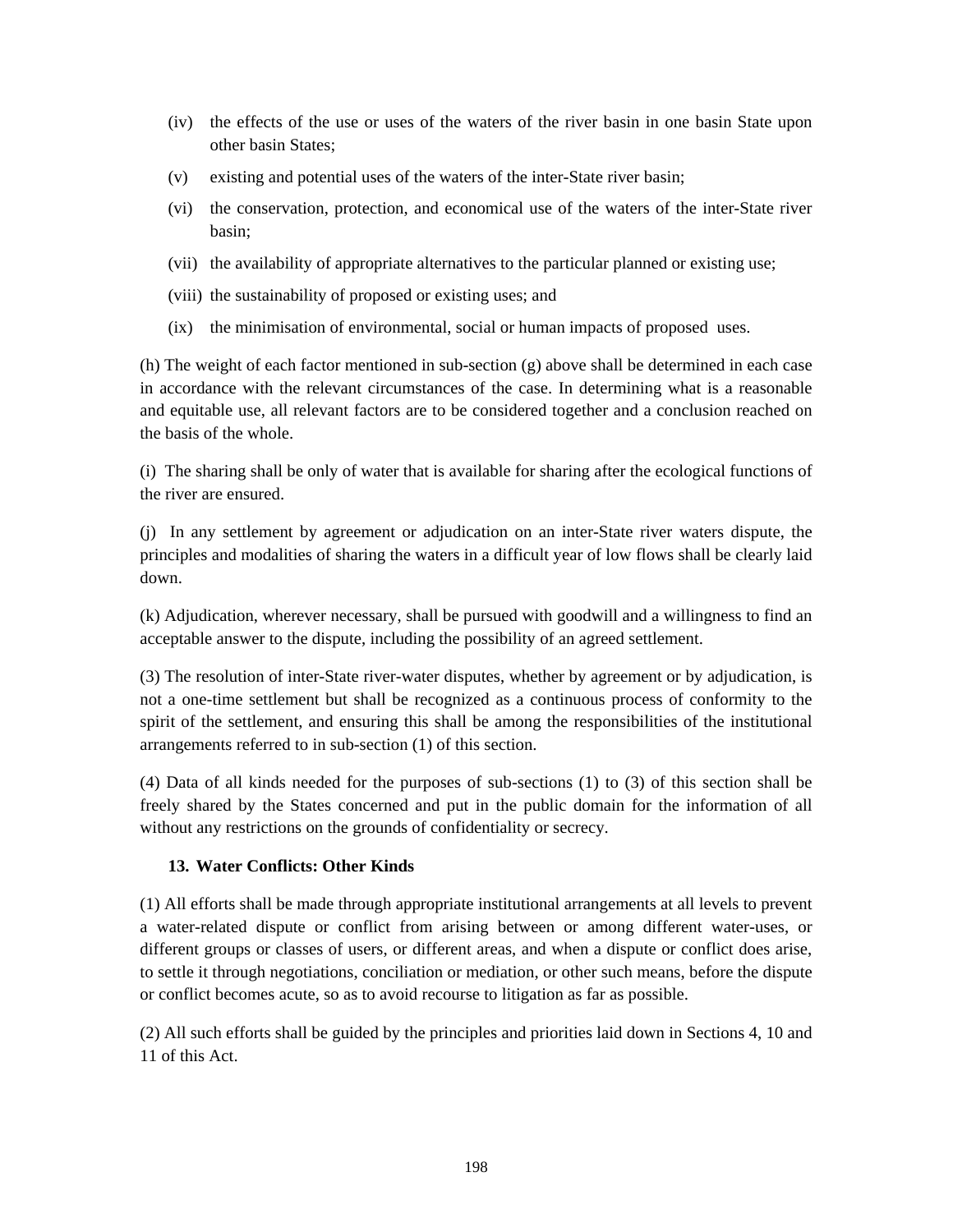(iv) the effects of the use or uses of the waters of the river basin in one basin State upon other basin States;

(v) existing and potential uses of the waters of the inter-State river basin;

(vi) the conservation, protection, and economical use of the waters of the inter-State river basin;

(vii) the availability of appropriate alternatives to the particular planned or existing use;

(viii) the sustainability of proposed or existing uses; and

(ix) the minimisation of environmental, social or human impacts of proposed uses.

(h) The weight of each factor mentioned in sub-section (g) above shall be determined in each case in accordance with the relevant circumstances of the case. In determining what is a reasonable and equitable use, all relevant factors are to be considered together and a conclusion reached on the basis of the whole.

(i) The sharing shall be only of water that is available for sharing after the ecological functions of the river are ensured.

(j) In any settlement by agreement or adjudication on an inter-State river waters dispute, the principles and modalities of sharing the waters in a difficult year of low flows shall be clearly laid down.

(k) Adjudication, wherever necessary, shall be pursued with goodwill and a willingness to find an acceptable answer to the dispute, including the possibility of an agreed settlement.

(3) The resolution of inter-State river-water disputes, whether by agreement or by adjudication, is not a one-time settlement but shall be recognized as a continuous process of conformity to the spirit of the settlement, and ensuring this shall be among the responsibilities of the institutional arrangements referred to in sub-section (1) of this section.

(4) Data of all kinds needed for the purposes of sub-sections (1) to (3) of this section shall be freely shared by the States concerned and put in the public domain for the information of all without any restrictions on the grounds of confidentiality or secrecy.

### 13. Water Conflicts: Other Kinds

(1) All efforts shall be made through appropriate institutional arrangements at all levels to prevent a water-related dispute or conflict from arising between or among different water-uses, or different groups or classes of users, or different areas, and when a dispute or conflict does arise, to settle it through negotiations, conciliation or mediation, or other such means, before the dispute or conflict becomes acute, so as to avoid recourse to litigation as far as possible.

(2) All such efforts shall be guided by the principles and priorities laid down in Sections 4, 10 and 11 of this Act.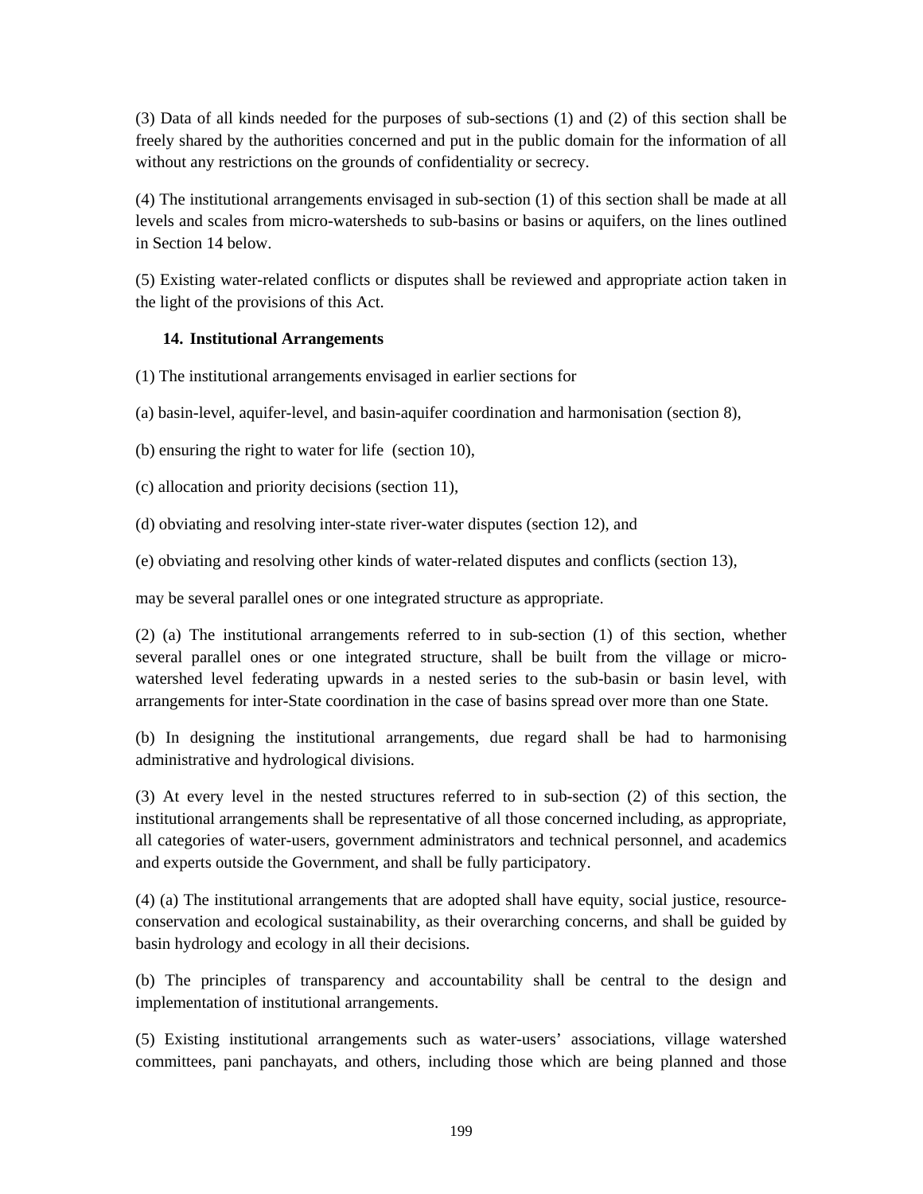(3) Data of all kinds needed for the purposes of sub-sections (1) and (2) of this section shall be freely shared by the authorities concerned and put in the public domain for the information of all without any restrictions on the grounds of confidentiality or secrecy.

(4) The institutional arrangements envisaged in sub-section (1) of this section shall be made at all levels and scales from micro-watersheds to sub-basins or basins or aquifers, on the lines outlined in Section 14 below.

(5) Existing water-related conflicts or disputes shall be reviewed and appropriate action taken in the light of the provisions of this Act.

**14. Institutional Arrangements**

(1) The institutional arrangements envisaged in earlier sections for

(a) basin-level, aquifer-level, and basin-aquifer coordination and harmonisation (section 8),

(b) ensuring the right to water for life (section 10),

(c) allocation and priority decisions (section 11),

(d) obviating and resolving inter-state river-water disputes (section 12), and

(e) obviating and resolving other kinds of water-related disputes and conflicts (section 13),

may be several parallel ones or one integrated structure as appropriate.

(2) (a) The institutional arrangements referred to in sub-section (1) of this section, whether several parallel ones or one integrated structure, shall be built from the village or micro-watershed level federating upwards in a nested series to the sub-basin or basin level, with arrangements for inter-State coordination in the case of basins spread over more than one State.

(b) In designing the institutional arrangements, due regard shall be had to harmonising administrative and hydrological divisions.

(3) At every level in the nested structures referred to in sub-section (2) of this section, the institutional arrangements shall be representative of all those concerned including, as appropriate, all categories of water-users, government administrators and technical personnel, and academics and experts outside the Government, and shall be fully participatory.

(4) (a) The institutional arrangements that are adopted shall have equity, social justice, resource-conservation and ecological sustainability, as their overarching concerns, and shall be guided by basin hydrology and ecology in all their decisions.

(b) The principles of transparency and accountability shall be central to the design and implementation of institutional arrangements.

(5) Existing institutional arrangements such as water-users' associations, village watershed committees, pani panchayats, and others, including those which are being planned and those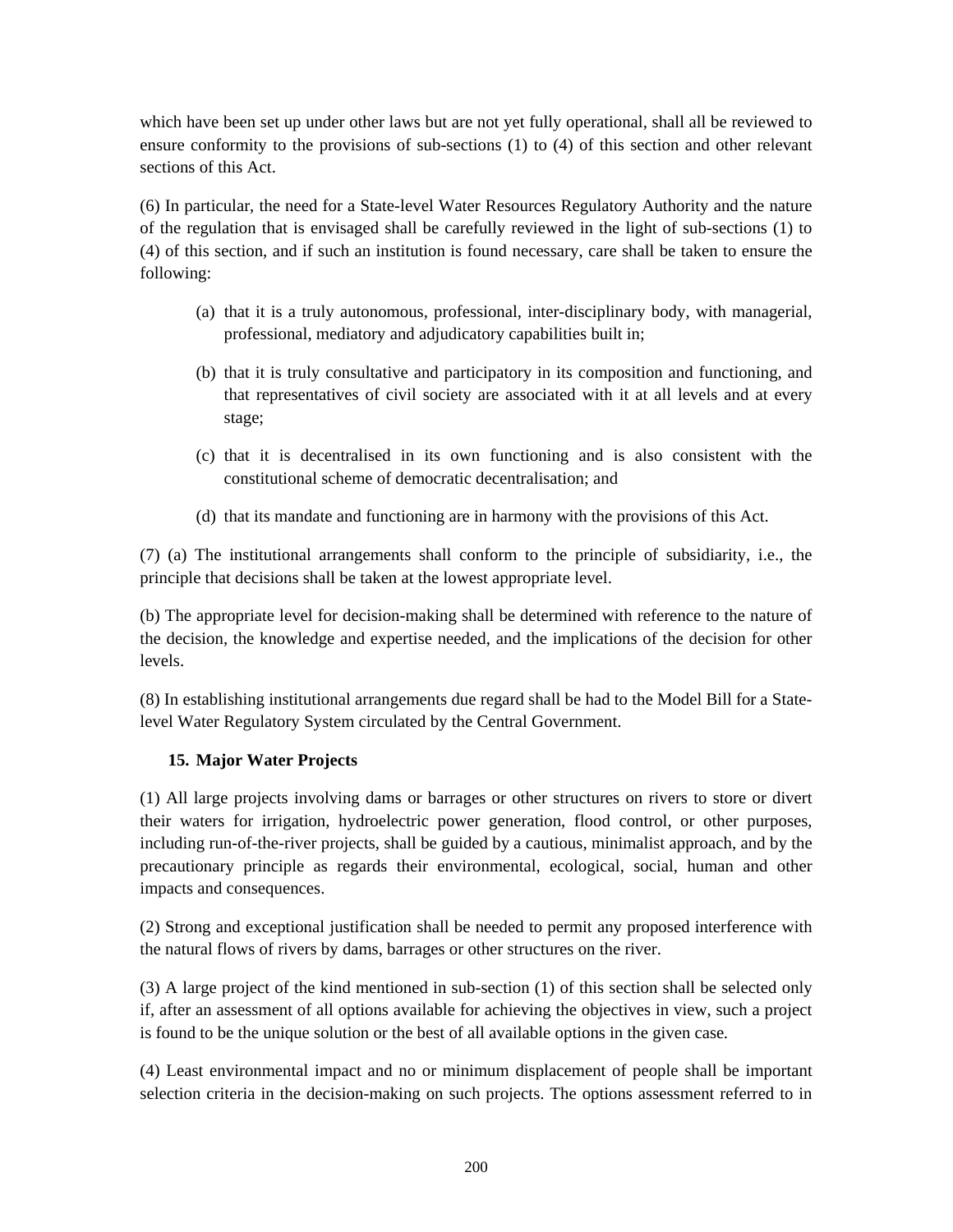which have been set up under other laws but are not yet fully operational, shall all be reviewed to ensure conformity to the provisions of sub-sections (1) to (4) of this section and other relevant sections of this Act.

(6) In particular, the need for a State-level Water Resources Regulatory Authority and the nature of the regulation that is envisaged shall be carefully reviewed in the light of sub-sections (1) to (4) of this section, and if such an institution is found necessary, care shall be taken to ensure the following:

(a) that it is a truly autonomous, professional, inter-disciplinary body, with managerial, professional, mediatory and adjudicatory capabilities built in;

(b) that it is truly consultative and participatory in its composition and functioning, and that representatives of civil society are associated with it at all levels and at every stage;

(c) that it is decentralised in its own functioning and is also consistent with the constitutional scheme of democratic decentralisation; and

(d) that its mandate and functioning are in harmony with the provisions of this Act.

(7) (a) The institutional arrangements shall conform to the principle of subsidiarity, i.e., the principle that decisions shall be taken at the lowest appropriate level.

(b) The appropriate level for decision-making shall be determined with reference to the nature of the decision, the knowledge and expertise needed, and the implications of the decision for other levels.

(8) In establishing institutional arrangements due regard shall be had to the Model Bill for a State-level Water Regulatory System circulated by the Central Government.

### 15. Major Water Projects

(1) All large projects involving dams or barrages or other structures on rivers to store or divert their waters for irrigation, hydroelectric power generation, flood control, or other purposes, including run-of-the-river projects, shall be guided by a cautious, minimalist approach, and by the precautionary principle as regards their environmental, ecological, social, human and other impacts and consequences.

(2) Strong and exceptional justification shall be needed to permit any proposed interference with the natural flows of rivers by dams, barrages or other structures on the river.

(3) A large project of the kind mentioned in sub-section (1) of this section shall be selected only if, after an assessment of all options available for achieving the objectives in view, such a project is found to be the unique solution or the best of all available options in the given case.

(4) Least environmental impact and no or minimum displacement of people shall be important selection criteria in the decision-making on such projects. The options assessment referred to in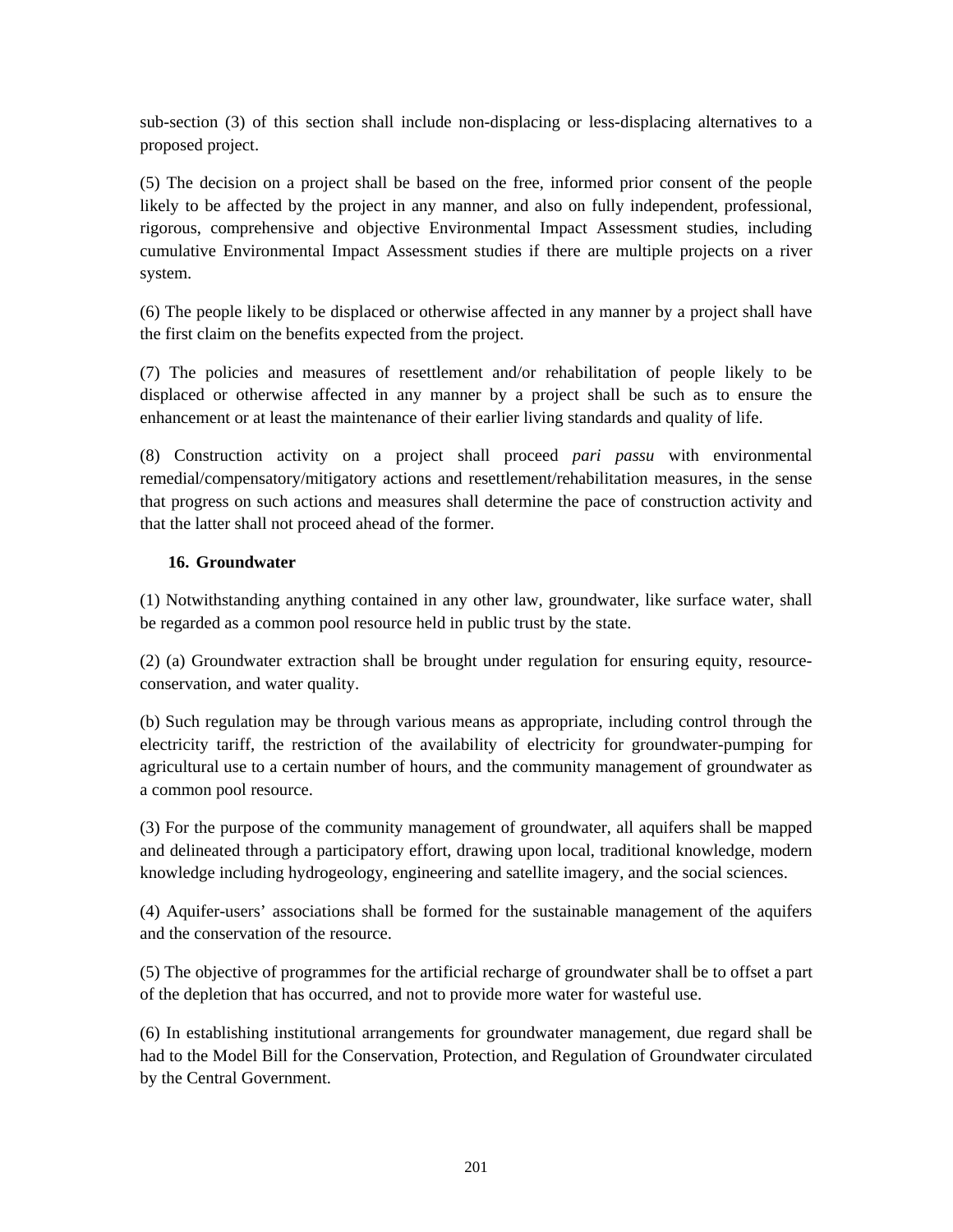sub-section (3) of this section shall include non-displacing or less-displacing alternatives to a proposed project.

(5) The decision on a project shall be based on the free, informed prior consent of the people likely to be affected by the project in any manner, and also on fully independent, professional, rigorous, comprehensive and objective Environmental Impact Assessment studies, including cumulative Environmental Impact Assessment studies if there are multiple projects on a river system.

(6) The people likely to be displaced or otherwise affected in any manner by a project shall have the first claim on the benefits expected from the project.

(7) The policies and measures of resettlement and/or rehabilitation of people likely to be displaced or otherwise affected in any manner by a project shall be such as to ensure the enhancement or at least the maintenance of their earlier living standards and quality of life.

(8) Construction activity on a project shall proceed *pari passu* with environmental remedial/compensatory/mitigatory actions and resettlement/rehabilitation measures, in the sense that progress on such actions and measures shall determine the pace of construction activity and that the latter shall not proceed ahead of the former.

### 16. Groundwater

(1) Notwithstanding anything contained in any other law, groundwater, like surface water, shall be regarded as a common pool resource held in public trust by the state.

(2) (a) Groundwater extraction shall be brought under regulation for ensuring equity, resource-conservation, and water quality.

(b) Such regulation may be through various means as appropriate, including control through the electricity tariff, the restriction of the availability of electricity for groundwater-pumping for agricultural use to a certain number of hours, and the community management of groundwater as a common pool resource.

(3) For the purpose of the community management of groundwater, all aquifers shall be mapped and delineated through a participatory effort, drawing upon local, traditional knowledge, modern knowledge including hydrogeology, engineering and satellite imagery, and the social sciences.

(4) Aquifer-users' associations shall be formed for the sustainable management of the aquifers and the conservation of the resource.

(5) The objective of programmes for the artificial recharge of groundwater shall be to offset a part of the depletion that has occurred, and not to provide more water for wasteful use.

(6) In establishing institutional arrangements for groundwater management, due regard shall be had to the Model Bill for the Conservation, Protection, and Regulation of Groundwater circulated by the Central Government.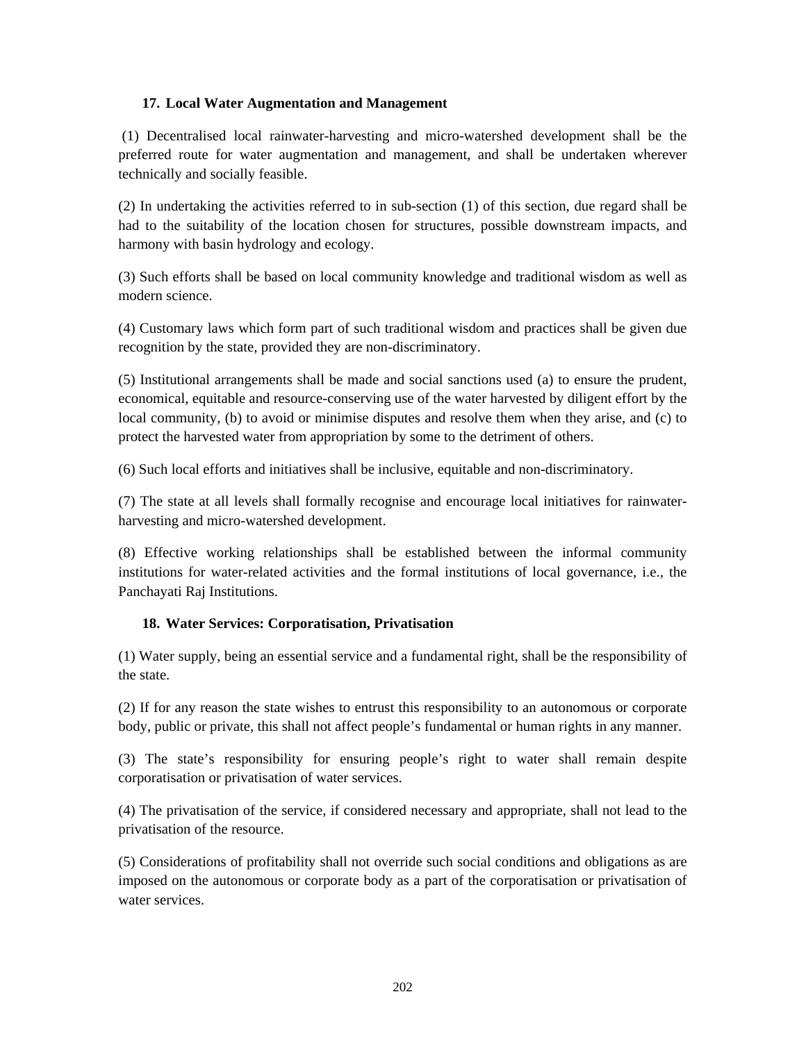### 17. Local Water Augmentation and Management

(1) Decentralised local rainwater-harvesting and micro-watershed development shall be the preferred route for water augmentation and management, and shall be undertaken wherever technically and socially feasible.

(2) In undertaking the activities referred to in sub-section (1) of this section, due regard shall be had to the suitability of the location chosen for structures, possible downstream impacts, and harmony with basin hydrology and ecology.

(3) Such efforts shall be based on local community knowledge and traditional wisdom as well as modern science.

(4) Customary laws which form part of such traditional wisdom and practices shall be given due recognition by the state, provided they are non-discriminatory.

(5) Institutional arrangements shall be made and social sanctions used (a) to ensure the prudent, economical, equitable and resource-conserving use of the water harvested by diligent effort by the local community, (b) to avoid or minimise disputes and resolve them when they arise, and (c) to protect the harvested water from appropriation by some to the detriment of others.

(6) Such local efforts and initiatives shall be inclusive, equitable and non-discriminatory.

(7) The state at all levels shall formally recognise and encourage local initiatives for rainwater-harvesting and micro-watershed development.

(8) Effective working relationships shall be established between the informal community institutions for water-related activities and the formal institutions of local governance, i.e., the Panchayati Raj Institutions.

### 18. Water Services: Corporatisation, Privatisation

(1) Water supply, being an essential service and a fundamental right, shall be the responsibility of the state.

(2) If for any reason the state wishes to entrust this responsibility to an autonomous or corporate body, public or private, this shall not affect people's fundamental or human rights in any manner.

(3) The state's responsibility for ensuring people's right to water shall remain despite corporatisation or privatisation of water services.

(4) The privatisation of the service, if considered necessary and appropriate, shall not lead to the privatisation of the resource.

(5) Considerations of profitability shall not override such social conditions and obligations as are imposed on the autonomous or corporate body as a part of the corporatisation or privatisation of water services.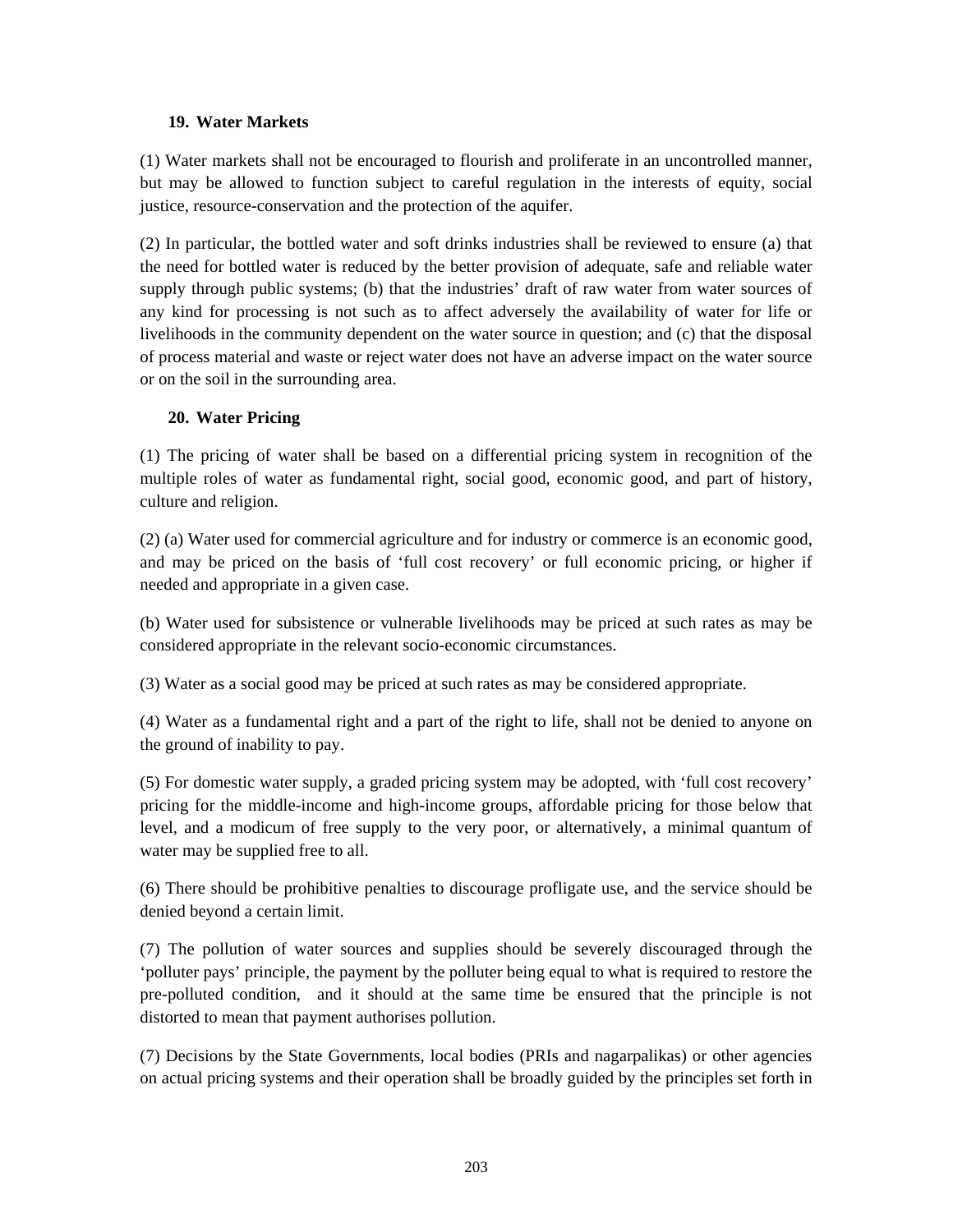## 19. Water Markets

(1) Water markets shall not be encouraged to flourish and proliferate in an uncontrolled manner, but may be allowed to function subject to careful regulation in the interests of equity, social justice, resource-conservation and the protection of the aquifer.

(2) In particular, the bottled water and soft drinks industries shall be reviewed to ensure (a) that the need for bottled water is reduced by the better provision of adequate, safe and reliable water supply through public systems; (b) that the industries' draft of raw water from water sources of any kind for processing is not such as to affect adversely the availability of water for life or livelihoods in the community dependent on the water source in question; and (c) that the disposal of process material and waste or reject water does not have an adverse impact on the water source or on the soil in the surrounding area.

## 20. Water Pricing

(1) The pricing of water shall be based on a differential pricing system in recognition of the multiple roles of water as fundamental right, social good, economic good, and part of history, culture and religion.

(2) (a) Water used for commercial agriculture and for industry or commerce is an economic good, and may be priced on the basis of 'full cost recovery' or full economic pricing, or higher if needed and appropriate in a given case.

(b) Water used for subsistence or vulnerable livelihoods may be priced at such rates as may be considered appropriate in the relevant socio-economic circumstances.

(3) Water as a social good may be priced at such rates as may be considered appropriate.

(4) Water as a fundamental right and a part of the right to life, shall not be denied to anyone on the ground of inability to pay.

(5) For domestic water supply, a graded pricing system may be adopted, with 'full cost recovery' pricing for the middle-income and high-income groups, affordable pricing for those below that level, and a modicum of free supply to the very poor, or alternatively, a minimal quantum of water may be supplied free to all.

(6) There should be prohibitive penalties to discourage profligate use, and the service should be denied beyond a certain limit.

(7) The pollution of water sources and supplies should be severely discouraged through the 'polluter pays' principle, the payment by the polluter being equal to what is required to restore the pre-polluted condition, and it should at the same time be ensured that the principle is not distorted to mean that payment authorises pollution.

(7) Decisions by the State Governments, local bodies (PRIs and nagarpalikas) or other agencies on actual pricing systems and their operation shall be broadly guided by the principles set forth in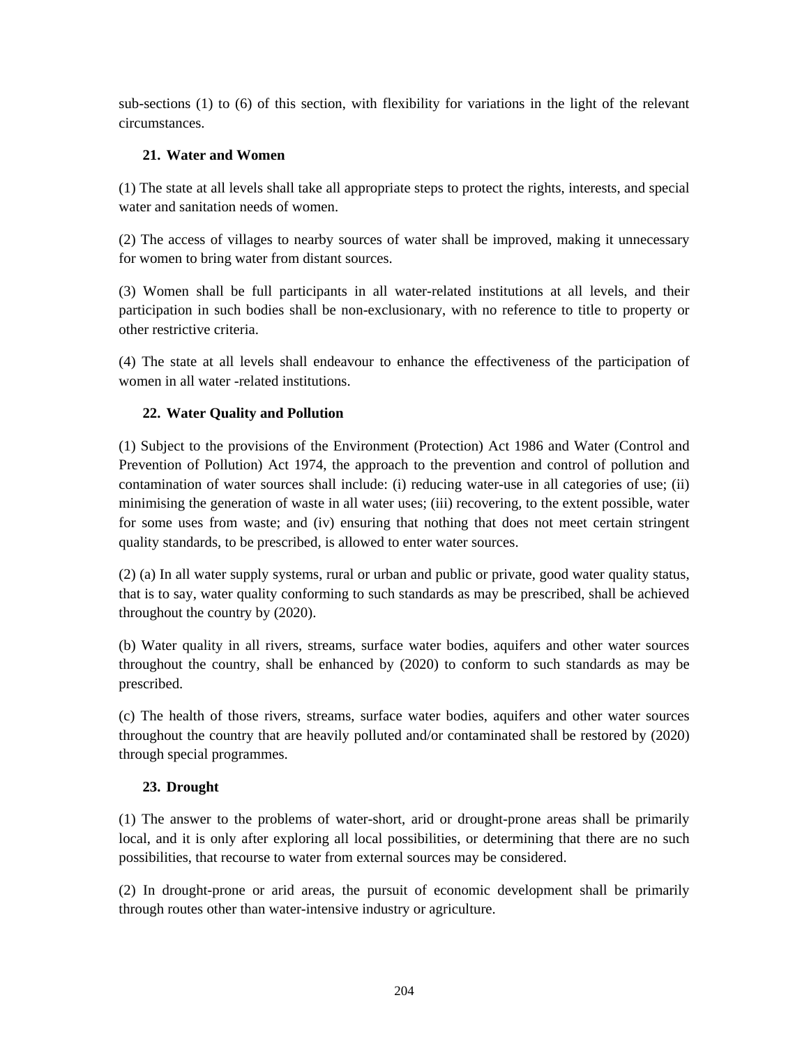sub-sections (1) to (6) of this section, with flexibility for variations in the light of the relevant circumstances.

### 21. Water and Women

(1) The state at all levels shall take all appropriate steps to protect the rights, interests, and special water and sanitation needs of women.

(2) The access of villages to nearby sources of water shall be improved, making it unnecessary for women to bring water from distant sources.

(3) Women shall be full participants in all water-related institutions at all levels, and their participation in such bodies shall be non-exclusionary, with no reference to title to property or other restrictive criteria.

(4) The state at all levels shall endeavour to enhance the effectiveness of the participation of women in all water -related institutions.

### 22. Water Quality and Pollution

(1) Subject to the provisions of the Environment (Protection) Act 1986 and Water (Control and Prevention of Pollution) Act 1974, the approach to the prevention and control of pollution and contamination of water sources shall include: (i) reducing water-use in all categories of use; (ii) minimising the generation of waste in all water uses; (iii) recovering, to the extent possible, water for some uses from waste; and (iv) ensuring that nothing that does not meet certain stringent quality standards, to be prescribed, is allowed to enter water sources.

(2) (a) In all water supply systems, rural or urban and public or private, good water quality status, that is to say, water quality conforming to such standards as may be prescribed, shall be achieved throughout the country by (2020).

(b) Water quality in all rivers, streams, surface water bodies, aquifers and other water sources throughout the country, shall be enhanced by (2020) to conform to such standards as may be prescribed.

(c) The health of those rivers, streams, surface water bodies, aquifers and other water sources throughout the country that are heavily polluted and/or contaminated shall be restored by (2020) through special programmes.

### 23. Drought

(1) The answer to the problems of water-short, arid or drought-prone areas shall be primarily local, and it is only after exploring all local possibilities, or determining that there are no such possibilities, that recourse to water from external sources may be considered.

(2) In drought-prone or arid areas, the pursuit of economic development shall be primarily through routes other than water-intensive industry or agriculture.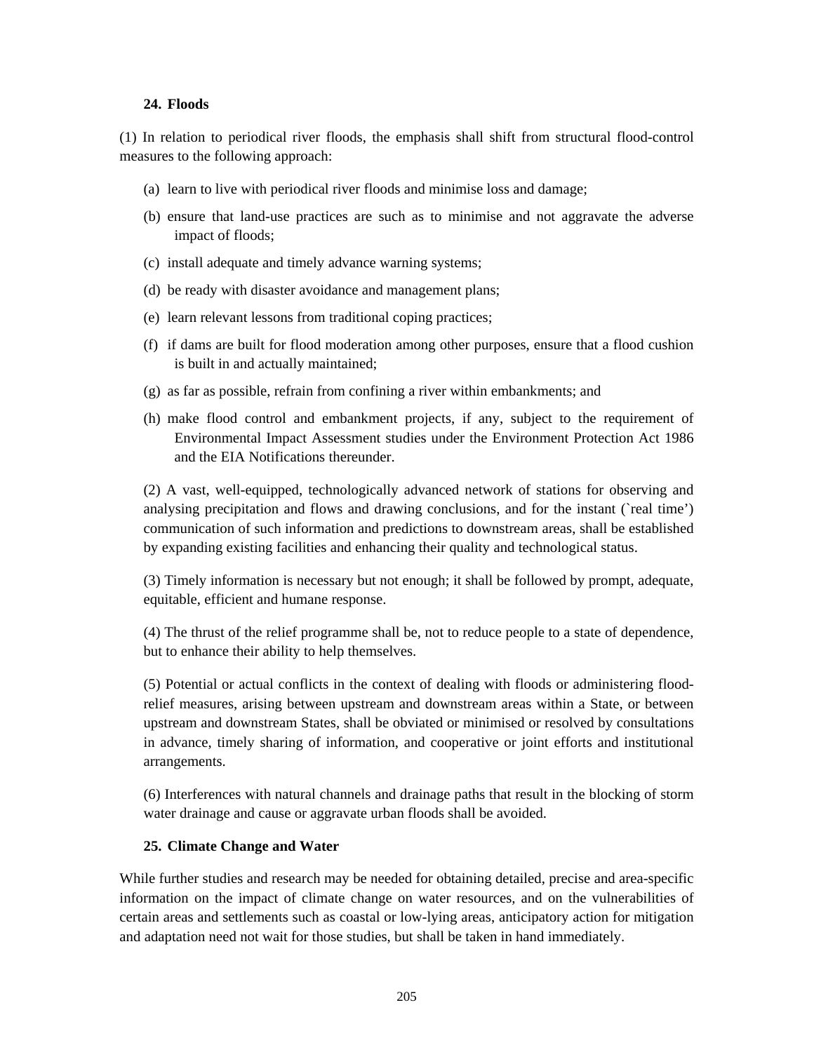## 24. Floods

(1) In relation to periodical river floods, the emphasis shall shift from structural flood-control measures to the following approach:

(a) learn to live with periodical river floods and minimise loss and damage;

(b) ensure that land-use practices are such as to minimise and not aggravate the adverse impact of floods;

(c) install adequate and timely advance warning systems;

(d) be ready with disaster avoidance and management plans;

(e) learn relevant lessons from traditional coping practices;

(f) if dams are built for flood moderation among other purposes, ensure that a flood cushion is built in and actually maintained;

(g) as far as possible, refrain from confining a river within embankments; and

(h) make flood control and embankment projects, if any, subject to the requirement of Environmental Impact Assessment studies under the Environment Protection Act 1986 and the EIA Notifications thereunder.

(2) A vast, well-equipped, technologically advanced network of stations for observing and analysing precipitation and flows and drawing conclusions, and for the instant (`real time') communication of such information and predictions to downstream areas, shall be established by expanding existing facilities and enhancing their quality and technological status.

(3) Timely information is necessary but not enough; it shall be followed by prompt, adequate, equitable, efficient and humane response.

(4) The thrust of the relief programme shall be, not to reduce people to a state of dependence, but to enhance their ability to help themselves.

(5) Potential or actual conflicts in the context of dealing with floods or administering flood-relief measures, arising between upstream and downstream areas within a State, or between upstream and downstream States, shall be obviated or minimised or resolved by consultations in advance, timely sharing of information, and cooperative or joint efforts and institutional arrangements.

(6) Interferences with natural channels and drainage paths that result in the blocking of storm water drainage and cause or aggravate urban floods shall be avoided.

## 25. Climate Change and Water

While further studies and research may be needed for obtaining detailed, precise and area-specific information on the impact of climate change on water resources, and on the vulnerabilities of certain areas and settlements such as coastal or low-lying areas, anticipatory action for mitigation and adaptation need not wait for those studies, but shall be taken in hand immediately.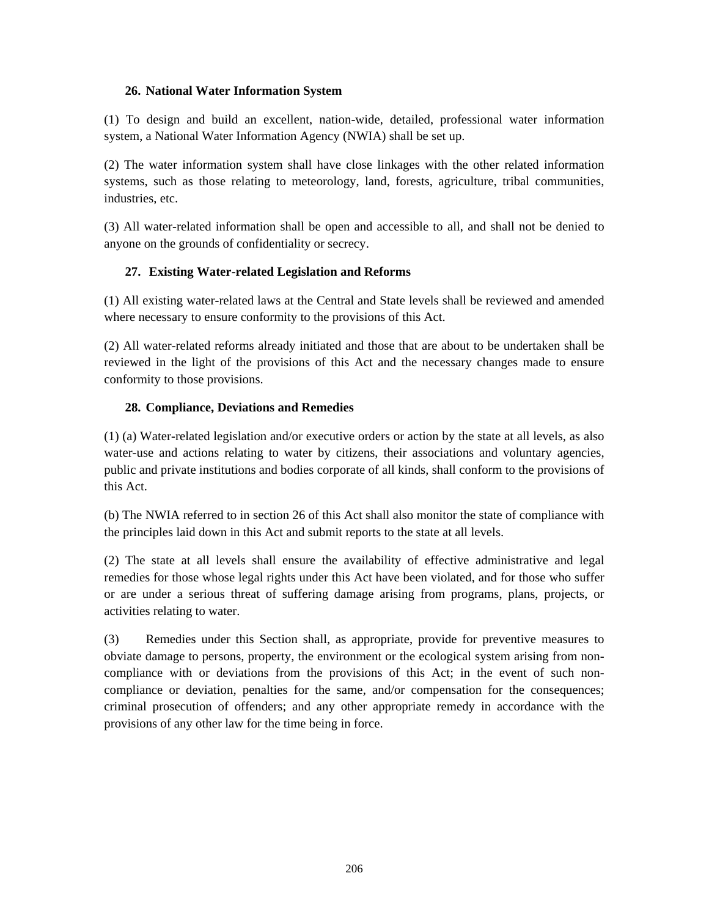### 26. National Water Information System

(1) To design and build an excellent, nation-wide, detailed, professional water information system, a National Water Information Agency (NWIA) shall be set up.

(2) The water information system shall have close linkages with the other related information systems, such as those relating to meteorology, land, forests, agriculture, tribal communities, industries, etc.

(3) All water-related information shall be open and accessible to all, and shall not be denied to anyone on the grounds of confidentiality or secrecy.

### 27. Existing Water-related Legislation and Reforms

(1) All existing water-related laws at the Central and State levels shall be reviewed and amended where necessary to ensure conformity to the provisions of this Act.

(2) All water-related reforms already initiated and those that are about to be undertaken shall be reviewed in the light of the provisions of this Act and the necessary changes made to ensure conformity to those provisions.

### 28. Compliance, Deviations and Remedies

(1) (a) Water-related legislation and/or executive orders or action by the state at all levels, as also water-use and actions relating to water by citizens, their associations and voluntary agencies, public and private institutions and bodies corporate of all kinds, shall conform to the provisions of this Act.

(b) The NWIA referred to in section 26 of this Act shall also monitor the state of compliance with the principles laid down in this Act and submit reports to the state at all levels.

(2) The state at all levels shall ensure the availability of effective administrative and legal remedies for those whose legal rights under this Act have been violated, and for those who suffer or are under a serious threat of suffering damage arising from programs, plans, projects, or activities relating to water.

(3) Remedies under this Section shall, as appropriate, provide for preventive measures to obviate damage to persons, property, the environment or the ecological system arising from non-compliance with or deviations from the provisions of this Act; in the event of such non-compliance or deviation, penalties for the same, and/or compensation for the consequences; criminal prosecution of offenders; and any other appropriate remedy in accordance with the provisions of any other law for the time being in force.